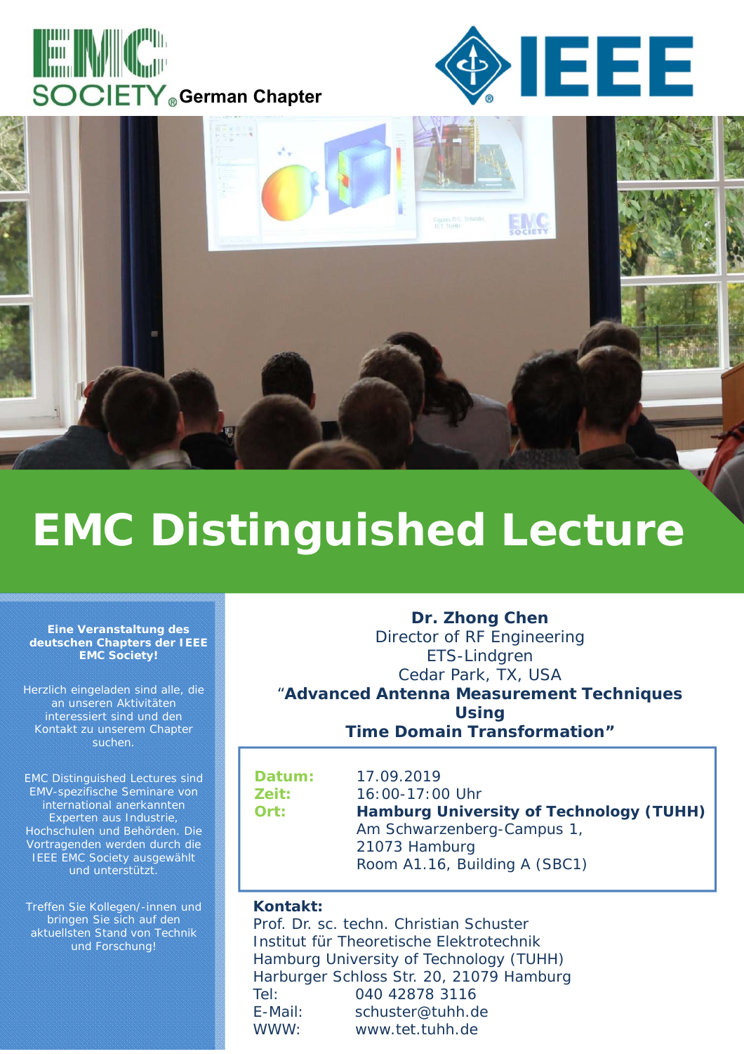EMC SOCIETY German Chapter

IEEE

# EMC Distinguished Lecture

**Eine Veranstaltung des deutschen Chapters der IEEE EMC Society!**

Herzlich eingeladen sind alle, die an unseren Aktivitäten interessiert sind und den Kontakt zu unserem Chapter suchen.

EMC Distinguished Lectures sind EMV-spezifische Seminare von international anerkannten Experten aus Industrie, Hochschulen und Behörden. Die Vortragenden werden durch die IEEE EMC Society ausgewählt und unterstützt.

Treffen Sie Kollegen/-innen und bringen Sie sich auf den aktuellsten Stand von Technik und Forschung!

**Dr. Zhong Chen**
Director of RF Engineering
ETS-Lindgren
Cedar Park, TX, USA

"**Advanced Antenna Measurement Techniques Using Time Domain Transformation"**

| | |
|---|---|
| **Datum:** | 17.09.2019 |
| **Zeit:** | 16:00-17:00 Uhr |
| **Ort:** | **Hamburg University of Technology (TUHH)**<br>Am Schwarzenberg-Campus 1,<br>21073 Hamburg<br>Room A1.16, Building A (SBC1) |

**Kontakt:**
Prof. Dr. sc. techn. Christian Schuster
Institut für Theoretische Elektrotechnik
Hamburg University of Technology (TUHH)
Harburger Schloss Str. 20, 21079 Hamburg
Tel: 040 42878 3116
E-Mail: schuster@tuhh.de
WWW: www.tet.tuhh.de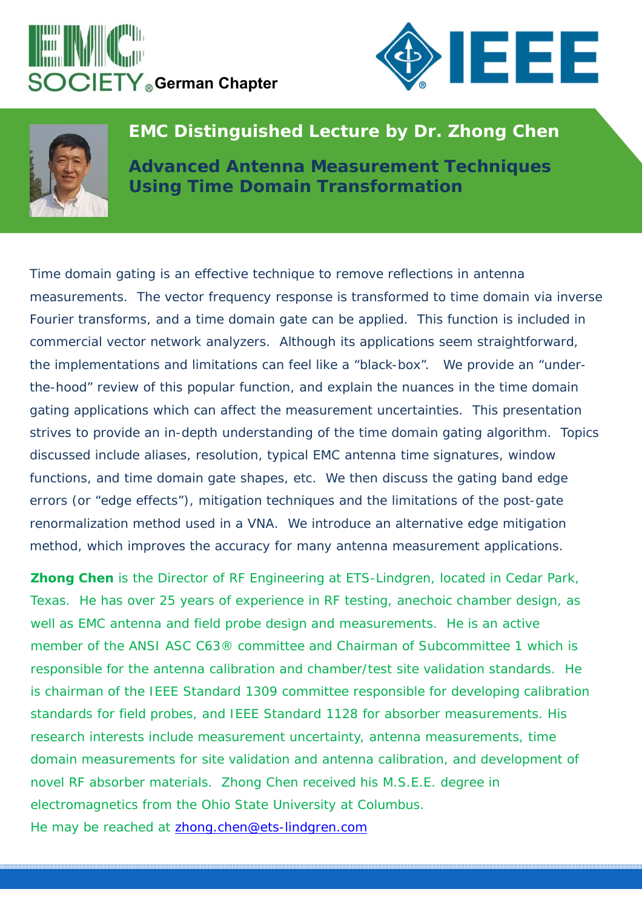EMC SOCIETY German Chapter

IEEE

## EMC Distinguished Lecture by Dr. Zhong Chen

### Advanced Antenna Measurement Techniques Using Time Domain Transformation

Time domain gating is an effective technique to remove reflections in antenna measurements. The vector frequency response is transformed to time domain via inverse Fourier transforms, and a time domain gate can be applied. This function is included in commercial vector network analyzers. Although its applications seem straightforward, the implementations and limitations can feel like a "black-box". We provide an "under-the-hood" review of this popular function, and explain the nuances in the time domain gating applications which can affect the measurement uncertainties. This presentation strives to provide an in-depth understanding of the time domain gating algorithm. Topics discussed include aliases, resolution, typical EMC antenna time signatures, window functions, and time domain gate shapes, etc. We then discuss the gating band edge errors (or "edge effects"), mitigation techniques and the limitations of the post-gate renormalization method used in a VNA. We introduce an alternative edge mitigation method, which improves the accuracy for many antenna measurement applications.

**Zhong Chen** is the Director of RF Engineering at ETS-Lindgren, located in Cedar Park, Texas. He has over 25 years of experience in RF testing, anechoic chamber design, as well as EMC antenna and field probe design and measurements. He is an active member of the ANSI ASC C63® committee and Chairman of Subcommittee 1 which is responsible for the antenna calibration and chamber/test site validation standards. He is chairman of the IEEE Standard 1309 committee responsible for developing calibration standards for field probes, and IEEE Standard 1128 for absorber measurements. His research interests include measurement uncertainty, antenna measurements, time domain measurements for site validation and antenna calibration, and development of novel RF absorber materials. Zhong Chen received his M.S.E.E. degree in electromagnetics from the Ohio State University at Columbus.
He may be reached at zhong.chen@ets-lindgren.com